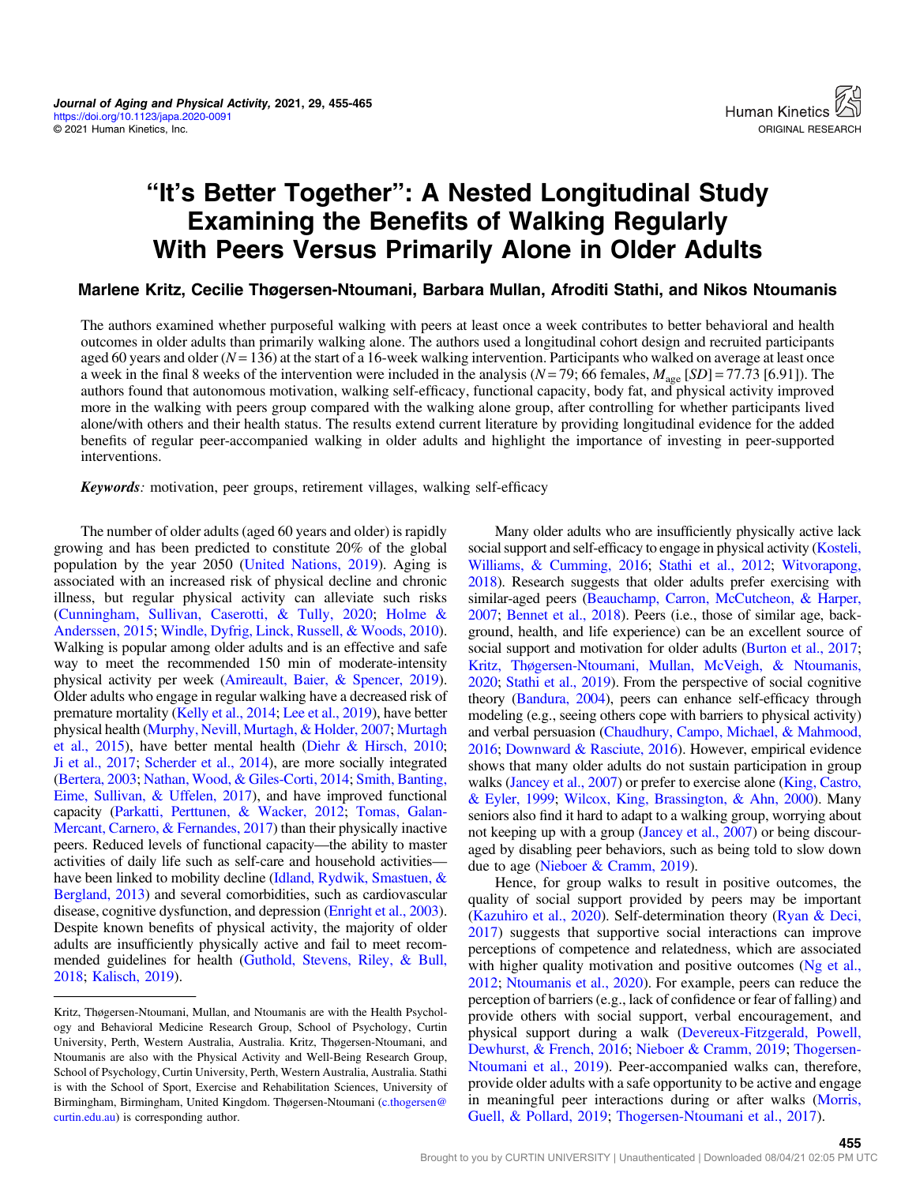# "It's Better Together": A Nested Longitudinal Study Examining the Benefits of Walking Regularly With Peers Versus Primarily Alone in Older Adults

**Marlene Kritz, Cecilie Thøgersen-Ntoumani, Barbara Mullan, Afroditi Stathi, and Nikos Ntoumanis**

The authors examined whether purposeful walking with peers at least once a week contributes to better behavioral and health outcomes in older adults than primarily walking alone. The authors used a longitudinal cohort design and recruited participants aged 60 years and older ($N = 136$) at the start of a 16-week walking intervention. Participants who walked on average at least once a week in the final 8 weeks of the intervention were included in the analysis ($N = 79$; 66 females, $M_{age}$ [$SD$] = 77.73 [6.91]). The authors found that autonomous motivation, walking self-efficacy, functional capacity, body fat, and physical activity improved more in the walking with peers group compared with the walking alone group, after controlling for whether participants lived alone/with others and their health status. The results extend current literature by providing longitudinal evidence for the added benefits of regular peer-accompanied walking in older adults and highlight the importance of investing in peer-supported interventions.

***Keywords****:* motivation, peer groups, retirement villages, walking self-efficacy

The number of older adults (aged 60 years and older) is rapidly growing and has been predicted to constitute 20% of the global population by the year 2050 (United Nations, 2019). Aging is associated with an increased risk of physical decline and chronic illness, but regular physical activity can alleviate such risks (Cunningham, Sullivan, Caserotti, & Tully, 2020; Holme & Anderssen, 2015; Windle, Dyfrig, Linck, Russell, & Woods, 2010). Walking is popular among older adults and is an effective and safe way to meet the recommended 150 min of moderate-intensity physical activity per week (Amireault, Baier, & Spencer, 2019). Older adults who engage in regular walking have a decreased risk of premature mortality (Kelly et al., 2014; Lee et al., 2019), have better physical health (Murphy, Nevill, Murtagh, & Holder, 2007; Murtagh et al., 2015), have better mental health (Diehr & Hirsch, 2010; Ji et al., 2017; Scherder et al., 2014), are more socially integrated (Bertera, 2003; Nathan, Wood, & Giles-Corti, 2014; Smith, Banting, Eime, Sullivan, & Uffelen, 2017), and have improved functional capacity (Parkatti, Perttunen, & Wacker, 2012; Tomas, Galan-Mercant, Carnero, & Fernandes, 2017) than their physically inactive peers. Reduced levels of functional capacity—the ability to master activities of daily life such as self-care and household activities—have been linked to mobility decline (Idland, Rydwik, Smastuen, & Bergland, 2013) and several comorbidities, such as cardiovascular disease, cognitive dysfunction, and depression (Enright et al., 2003). Despite known benefits of physical activity, the majority of older adults are insufficiently physically active and fail to meet recommended guidelines for health (Guthold, Stevens, Riley, & Bull, 2018; Kalisch, 2019).

Many older adults who are insufficiently physically active lack social support and self-efficacy to engage in physical activity (Kosteli, Williams, & Cumming, 2016; Stathi et al., 2012; Witvorapong, 2018). Research suggests that older adults prefer exercising with similar-aged peers (Beauchamp, Carron, McCutcheon, & Harper, 2007; Bennet et al., 2018). Peers (i.e., those of similar age, background, health, and life experience) can be an excellent source of social support and motivation for older adults (Burton et al., 2017; Kritz, Thøgersen-Ntoumani, Mullan, McVeigh, & Ntoumanis, 2020; Stathi et al., 2019). From the perspective of social cognitive theory (Bandura, 2004), peers can enhance self-efficacy through modeling (e.g., seeing others cope with barriers to physical activity) and verbal persuasion (Chaudhury, Campo, Michael, & Mahmood, 2016; Downward & Rasciute, 2016). However, empirical evidence shows that many older adults do not sustain participation in group walks (Jancey et al., 2007) or prefer to exercise alone (King, Castro, & Eyler, 1999; Wilcox, King, Brassington, & Ahn, 2000). Many seniors also find it hard to adapt to a walking group, worrying about not keeping up with a group (Jancey et al., 2007) or being discouraged by disabling peer behaviors, such as being told to slow down due to age (Nieboer & Cramm, 2019).

Hence, for group walks to result in positive outcomes, the quality of social support provided by peers may be important (Kazuhiro et al., 2020). Self-determination theory (Ryan & Deci, 2017) suggests that supportive social interactions can improve perceptions of competence and relatedness, which are associated with higher quality motivation and positive outcomes (Ng et al., 2012; Ntoumanis et al., 2020). For example, peers can reduce the perception of barriers (e.g., lack of confidence or fear of falling) and provide others with social support, verbal encouragement, and physical support during a walk (Devereux-Fitzgerald, Powell, Dewhurst, & French, 2016; Nieboer & Cramm, 2019; Thogersen-Ntoumani et al., 2019). Peer-accompanied walks can, therefore, provide older adults with a safe opportunity to be active and engage in meaningful peer interactions during or after walks (Morris, Guell, & Pollard, 2019; Thogersen-Ntoumani et al., 2017).

---

Kritz, Thøgersen-Ntoumani, Mullan, and Ntoumanis are with the Health Psychology and Behavioral Medicine Research Group, School of Psychology, Curtin University, Perth, Western Australia, Australia. Kritz, Thøgersen-Ntoumani, and Ntoumanis are also with the Physical Activity and Well-Being Research Group, School of Psychology, Curtin University, Perth, Western Australia, Australia. Stathi is with the School of Sport, Exercise and Rehabilitation Sciences, University of Birmingham, Birmingham, United Kingdom. Thøgersen-Ntoumani (c.thogersen@curtin.edu.au) is corresponding author.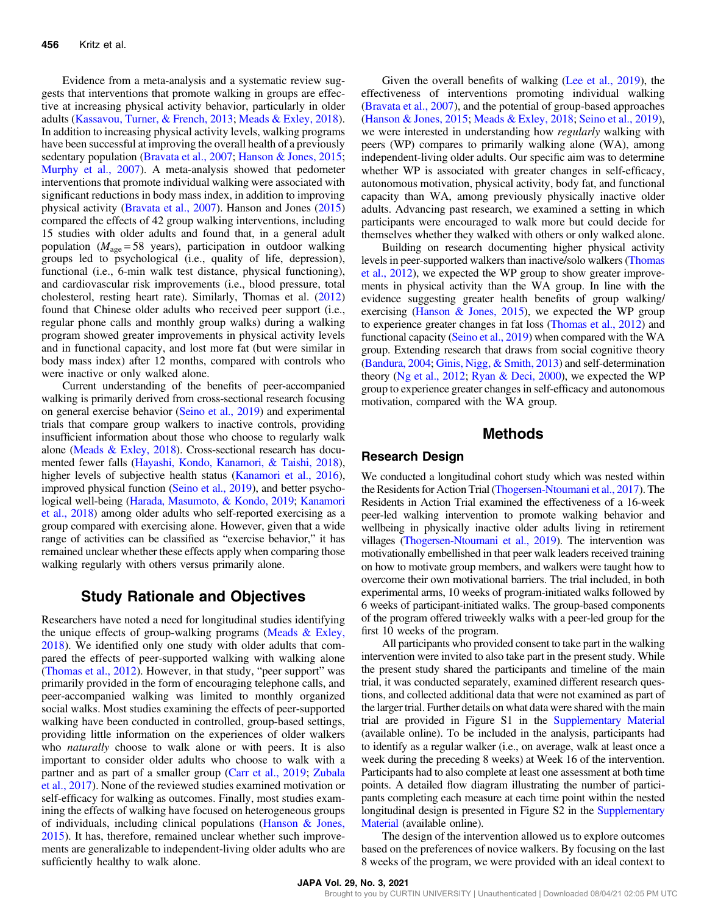Evidence from a meta-analysis and a systematic review suggests that interventions that promote walking in groups are effective at increasing physical activity behavior, particularly in older adults (Kassavou, Turner, & French, 2013; Meads & Exley, 2018). In addition to increasing physical activity levels, walking programs have been successful at improving the overall health of a previously sedentary population (Bravata et al., 2007; Hanson & Jones, 2015; Murphy et al., 2007). A meta-analysis showed that pedometer interventions that promote individual walking were associated with significant reductions in body mass index, in addition to improving physical activity (Bravata et al., 2007). Hanson and Jones (2015) compared the effects of 42 group walking interventions, including 15 studies with older adults and found that, in a general adult population ($M_{age} = 58$ years), participation in outdoor walking groups led to psychological (i.e., quality of life, depression), functional (i.e., 6-min walk test distance, physical functioning), and cardiovascular risk improvements (i.e., blood pressure, total cholesterol, resting heart rate). Similarly, Thomas et al. (2012) found that Chinese older adults who received peer support (i.e., regular phone calls and monthly group walks) during a walking program showed greater improvements in physical activity levels and in functional capacity, and lost more fat (but were similar in body mass index) after 12 months, compared with controls who were inactive or only walked alone.

Current understanding of the benefits of peer-accompanied walking is primarily derived from cross-sectional research focusing on general exercise behavior (Seino et al., 2019) and experimental trials that compare group walkers to inactive controls, providing insufficient information about those who choose to regularly walk alone (Meads & Exley, 2018). Cross-sectional research has documented fewer falls (Hayashi, Kondo, Kanamori, & Taishi, 2018), higher levels of subjective health status (Kanamori et al., 2016), improved physical function (Seino et al., 2019), and better psychological well-being (Harada, Masumoto, & Kondo, 2019; Kanamori et al., 2018) among older adults who self-reported exercising as a group compared with exercising alone. However, given that a wide range of activities can be classified as "exercise behavior," it has remained unclear whether these effects apply when comparing those walking regularly with others versus primarily alone.

## Study Rationale and Objectives

Researchers have noted a need for longitudinal studies identifying the unique effects of group-walking programs (Meads & Exley, 2018). We identified only one study with older adults that compared the effects of peer-supported walking with walking alone (Thomas et al., 2012). However, in that study, "peer support" was primarily provided in the form of encouraging telephone calls, and peer-accompanied walking was limited to monthly organized social walks. Most studies examining the effects of peer-supported walking have been conducted in controlled, group-based settings, providing little information on the experiences of older walkers who *naturally* choose to walk alone or with peers. It is also important to consider older adults who choose to walk with a partner and as part of a smaller group (Carr et al., 2019; Zubala et al., 2017). None of the reviewed studies examined motivation or self-efficacy for walking as outcomes. Finally, most studies examining the effects of walking have focused on heterogeneous groups of individuals, including clinical populations (Hanson & Jones, 2015). It has, therefore, remained unclear whether such improvements are generalizable to independent-living older adults who are sufficiently healthy to walk alone.

Given the overall benefits of walking (Lee et al., 2019), the effectiveness of interventions promoting individual walking (Bravata et al., 2007), and the potential of group-based approaches (Hanson & Jones, 2015; Meads & Exley, 2018; Seino et al., 2019), we were interested in understanding how *regularly* walking with peers (WP) compares to primarily walking alone (WA), among independent-living older adults. Our specific aim was to determine whether WP is associated with greater changes in self-efficacy, autonomous motivation, physical activity, body fat, and functional capacity than WA, among previously physically inactive older adults. Advancing past research, we examined a setting in which participants were encouraged to walk more but could decide for themselves whether they walked with others or only walked alone.

Building on research documenting higher physical activity levels in peer-supported walkers than inactive/solo walkers (Thomas et al., 2012), we expected the WP group to show greater improvements in physical activity than the WA group. In line with the evidence suggesting greater health benefits of group walking/exercising (Hanson & Jones, 2015), we expected the WP group to experience greater changes in fat loss (Thomas et al., 2012) and functional capacity (Seino et al., 2019) when compared with the WA group. Extending research that draws from social cognitive theory (Bandura, 2004; Ginis, Nigg, & Smith, 2013) and self-determination theory (Ng et al., 2012; Ryan & Deci, 2000), we expected the WP group to experience greater changes in self-efficacy and autonomous motivation, compared with the WA group.

# Methods

## Research Design

We conducted a longitudinal cohort study which was nested within the Residents for Action Trial (Thogersen-Ntoumani et al., 2017). The Residents in Action Trial examined the effectiveness of a 16-week peer-led walking intervention to promote walking behavior and wellbeing in physically inactive older adults living in retirement villages (Thogersen-Ntoumani et al., 2019). The intervention was motivationally embellished in that peer walk leaders received training on how to motivate group members, and walkers were taught how to overcome their own motivational barriers. The trial included, in both experimental arms, 10 weeks of program-initiated walks followed by 6 weeks of participant-initiated walks. The group-based components of the program offered triweekly walks with a peer-led group for the first 10 weeks of the program.

All participants who provided consent to take part in the walking intervention were invited to also take part in the present study. While the present study shared the participants and timeline of the main trial, it was conducted separately, examined different research questions, and collected additional data that were not examined as part of the larger trial. Further details on what data were shared with the main trial are provided in Figure S1 in the Supplementary Material (available online). To be included in the analysis, participants had to identify as a regular walker (i.e., on average, walk at least once a week during the preceding 8 weeks) at Week 16 of the intervention. Participants had to also complete at least one assessment at both time points. A detailed flow diagram illustrating the number of participants completing each measure at each time point within the nested longitudinal design is presented in Figure S2 in the Supplementary Material (available online).

The design of the intervention allowed us to explore outcomes based on the preferences of novice walkers. By focusing on the last 8 weeks of the program, we were provided with an ideal context to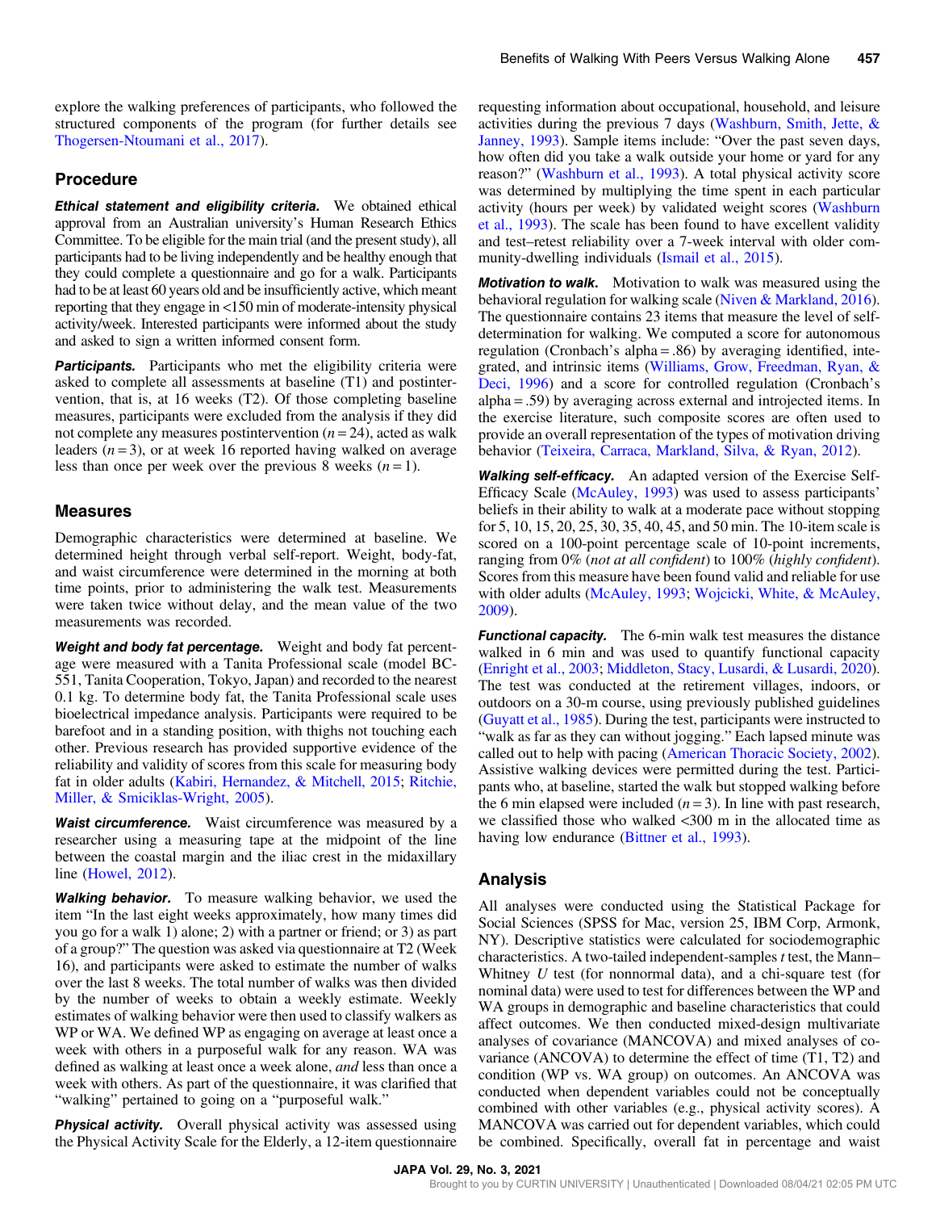explore the walking preferences of participants, who followed the structured components of the program (for further details see Thogersen-Ntoumani et al., 2017).

## Procedure

***Ethical statement and eligibility criteria.*** We obtained ethical approval from an Australian university's Human Research Ethics Committee. To be eligible for the main trial (and the present study), all participants had to be living independently and be healthy enough that they could complete a questionnaire and go for a walk. Participants had to be at least 60 years old and be insufficiently active, which meant reporting that they engage in <150 min of moderate-intensity physical activity/week. Interested participants were informed about the study and asked to sign a written informed consent form.

***Participants.*** Participants who met the eligibility criteria were asked to complete all assessments at baseline (T1) and postintervention, that is, at 16 weeks (T2). Of those completing baseline measures, participants were excluded from the analysis if they did not complete any measures postintervention ($n = 24$), acted as walk leaders ($n = 3$), or at week 16 reported having walked on average less than once per week over the previous 8 weeks ($n = 1$).

## Measures

Demographic characteristics were determined at baseline. We determined height through verbal self-report. Weight, body-fat, and waist circumference were determined in the morning at both time points, prior to administering the walk test. Measurements were taken twice without delay, and the mean value of the two measurements was recorded.

***Weight and body fat percentage.*** Weight and body fat percentage were measured with a Tanita Professional scale (model BC-551, Tanita Cooperation, Tokyo, Japan) and recorded to the nearest 0.1 kg. To determine body fat, the Tanita Professional scale uses bioelectrical impedance analysis. Participants were required to be barefoot and in a standing position, with thighs not touching each other. Previous research has provided supportive evidence of the reliability and validity of scores from this scale for measuring body fat in older adults (Kabiri, Hernandez, & Mitchell, 2015; Ritchie, Miller, & Smiciklas-Wright, 2005).

***Waist circumference.*** Waist circumference was measured by a researcher using a measuring tape at the midpoint of the line between the coastal margin and the iliac crest in the midaxillary line (Howel, 2012).

***Walking behavior.*** To measure walking behavior, we used the item "In the last eight weeks approximately, how many times did you go for a walk 1) alone; 2) with a partner or friend; or 3) as part of a group?" The question was asked via questionnaire at T2 (Week 16), and participants were asked to estimate the number of walks over the last 8 weeks. The total number of walks was then divided by the number of weeks to obtain a weekly estimate. Weekly estimates of walking behavior were then used to classify walkers as WP or WA. We defined WP as engaging on average at least once a week with others in a purposeful walk for any reason. WA was defined as walking at least once a week alone, *and* less than once a week with others. As part of the questionnaire, it was clarified that "walking" pertained to going on a "purposeful walk."

***Physical activity.*** Overall physical activity was assessed using the Physical Activity Scale for the Elderly, a 12-item questionnaire requesting information about occupational, household, and leisure activities during the previous 7 days (Washburn, Smith, Jette, & Janney, 1993). Sample items include: "Over the past seven days, how often did you take a walk outside your home or yard for any reason?" (Washburn et al., 1993). A total physical activity score was determined by multiplying the time spent in each particular activity (hours per week) by validated weight scores (Washburn et al., 1993). The scale has been found to have excellent validity and test–retest reliability over a 7-week interval with older community-dwelling individuals (Ismail et al., 2015).

***Motivation to walk.*** Motivation to walk was measured using the behavioral regulation for walking scale (Niven & Markland, 2016). The questionnaire contains 23 items that measure the level of self-determination for walking. We computed a score for autonomous regulation (Cronbach's alpha = .86) by averaging identified, integrated, and intrinsic items (Williams, Grow, Freedman, Ryan, & Deci, 1996) and a score for controlled regulation (Cronbach's alpha = .59) by averaging across external and introjected items. In the exercise literature, such composite scores are often used to provide an overall representation of the types of motivation driving behavior (Teixeira, Carraca, Markland, Silva, & Ryan, 2012).

***Walking self-efficacy.*** An adapted version of the Exercise Self-Efficacy Scale (McAuley, 1993) was used to assess participants' beliefs in their ability to walk at a moderate pace without stopping for 5, 10, 15, 20, 25, 30, 35, 40, 45, and 50 min. The 10-item scale is scored on a 100-point percentage scale of 10-point increments, ranging from 0% (*not at all confident*) to 100% (*highly confident*). Scores from this measure have been found valid and reliable for use with older adults (McAuley, 1993; Wojcicki, White, & McAuley, 2009).

***Functional capacity.*** The 6-min walk test measures the distance walked in 6 min and was used to quantify functional capacity (Enright et al., 2003; Middleton, Stacy, Lusardi, & Lusardi, 2020). The test was conducted at the retirement villages, indoors, or outdoors on a 30-m course, using previously published guidelines (Guyatt et al., 1985). During the test, participants were instructed to "walk as far as they can without jogging." Each lapsed minute was called out to help with pacing (American Thoracic Society, 2002). Assistive walking devices were permitted during the test. Participants who, at baseline, started the walk but stopped walking before the 6 min elapsed were included ($n = 3$). In line with past research, we classified those who walked <300 m in the allocated time as having low endurance (Bittner et al., 1993).

## Analysis

All analyses were conducted using the Statistical Package for Social Sciences (SPSS for Mac, version 25, IBM Corp, Armonk, NY). Descriptive statistics were calculated for sociodemographic characteristics. A two-tailed independent-samples *t* test, the Mann–Whitney *U* test (for nonnormal data), and a chi-square test (for nominal data) were used to test for differences between the WP and WA groups in demographic and baseline characteristics that could affect outcomes. We then conducted mixed-design multivariate analyses of covariance (MANCOVA) and mixed analyses of covariance (ANCOVA) to determine the effect of time (T1, T2) and condition (WP vs. WA group) on outcomes. An ANCOVA was conducted when dependent variables could not be conceptually combined with other variables (e.g., physical activity scores). A MANCOVA was carried out for dependent variables, which could be combined. Specifically, overall fat in percentage and waist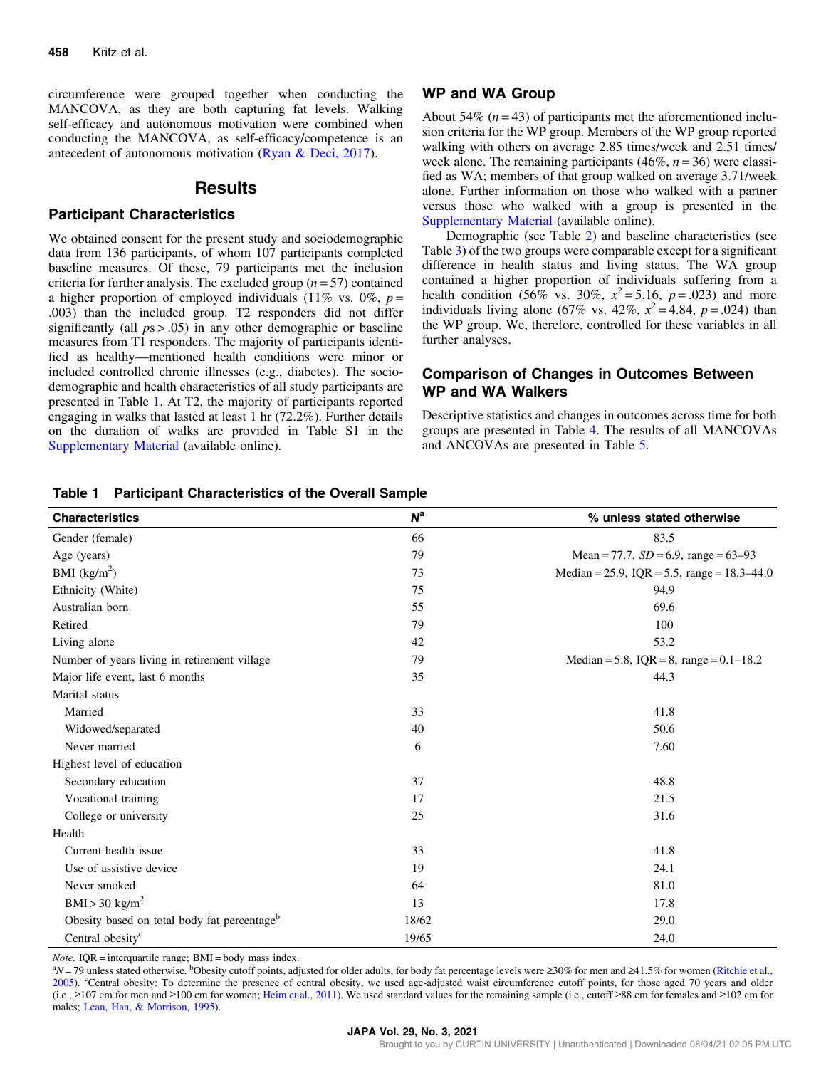circumference were grouped together when conducting the MANCOVA, as they are both capturing fat levels. Walking self-efficacy and autonomous motivation were combined when conducting the MANCOVA, as self-efficacy/competence is an antecedent of autonomous motivation (Ryan & Deci, 2017).

## Results

### Participant Characteristics

We obtained consent for the present study and sociodemographic data from 136 participants, of whom 107 participants completed baseline measures. Of these, 79 participants met the inclusion criteria for further analysis. The excluded group ($n = 57$) contained a higher proportion of employed individuals (11% vs. 0%, $p = .003$) than the included group. T2 responders did not differ significantly (all $ps > .05$) in any other demographic or baseline measures from T1 responders. The majority of participants identified as healthy—mentioned health conditions were minor or included controlled chronic illnesses (e.g., diabetes). The sociodemographic and health characteristics of all study participants are presented in Table 1. At T2, the majority of participants reported engaging in walks that lasted at least 1 hr (72.2%). Further details on the duration of walks are provided in Table S1 in the Supplementary Material (available online).

### WP and WA Group

About 54% ($n = 43$) of participants met the aforementioned inclusion criteria for the WP group. Members of the WP group reported walking with others on average 2.85 times/week and 2.51 times/week alone. The remaining participants (46%, $n = 36$) were classified as WA; members of that group walked on average 3.71/week alone. Further information on those who walked with a partner versus those who walked with a group is presented in the Supplementary Material (available online).

Demographic (see Table 2) and baseline characteristics (see Table 3) of the two groups were comparable except for a significant difference in health status and living status. The WA group contained a higher proportion of individuals suffering from a health condition (56% vs. 30%, $x^2 = 5.16$, $p = .023$) and more individuals living alone (67% vs. 42%, $x^2 = 4.84$, $p = .024$) than the WP group. We, therefore, controlled for these variables in all further analyses.

### Comparison of Changes in Outcomes Between WP and WA Walkers

Descriptive statistics and changes in outcomes across time for both groups are presented in Table 4. The results of all MANCOVAs and ANCOVAs are presented in Table 5.

**Table 1 Participant Characteristics of the Overall Sample**

| Characteristics | N[a] | % unless stated otherwise |
|---|---|---|
| Gender (female) | 66 | 83.5 |
| Age (years) | 79 | Mean = 77.7, *SD* = 6.9, range = 63–93 |
| BMI (kg/m$^2$) | 73 | Median = 25.9, IQR = 5.5, range = 18.3–44.0 |
| Ethnicity (White) | 75 | 94.9 |
| Australian born | 55 | 69.6 |
| Retired | 79 | 100 |
| Living alone | 42 | 53.2 |
| Number of years living in retirement village | 79 | Median = 5.8, IQR = 8, range = 0.1–18.2 |
| Major life event, last 6 months | 35 | 44.3 |
| Marital status | | |
| Married | 33 | 41.8 |
| Widowed/separated | 40 | 50.6 |
| Never married | 6 | 7.60 |
| Highest level of education | | |
| Secondary education | 37 | 48.8 |
| Vocational training | 17 | 21.5 |
| College or university | 25 | 31.6 |
| Health | | |
| Current health issue | 33 | 41.8 |
| Use of assistive device | 19 | 24.1 |
| Never smoked | 64 | 81.0 |
| BMI > 30 kg/m$^2$ | 13 | 17.8 |
| Obesity based on total body fat percentage[b] | 18/62 | 29.0 |
| Central obesity[c] | 19/65 | 24.0 |

*Note*. IQR = interquartile range; BMI = body mass index.
[a]$N = 79$ unless stated otherwise. [b]Obesity cutoff points, adjusted for older adults, for body fat percentage levels were ≥30% for men and ≥41.5% for women (Ritchie et al., 2005). [c]Central obesity: To determine the presence of central obesity, we used age-adjusted waist circumference cutoff points, for those aged 70 years and older (i.e., ≥107 cm for men and ≥100 cm for women; Heim et al., 2011). We used standard values for the remaining sample (i.e., cutoff ≥88 cm for females and ≥102 cm for males; Lean, Han, & Morrison, 1995).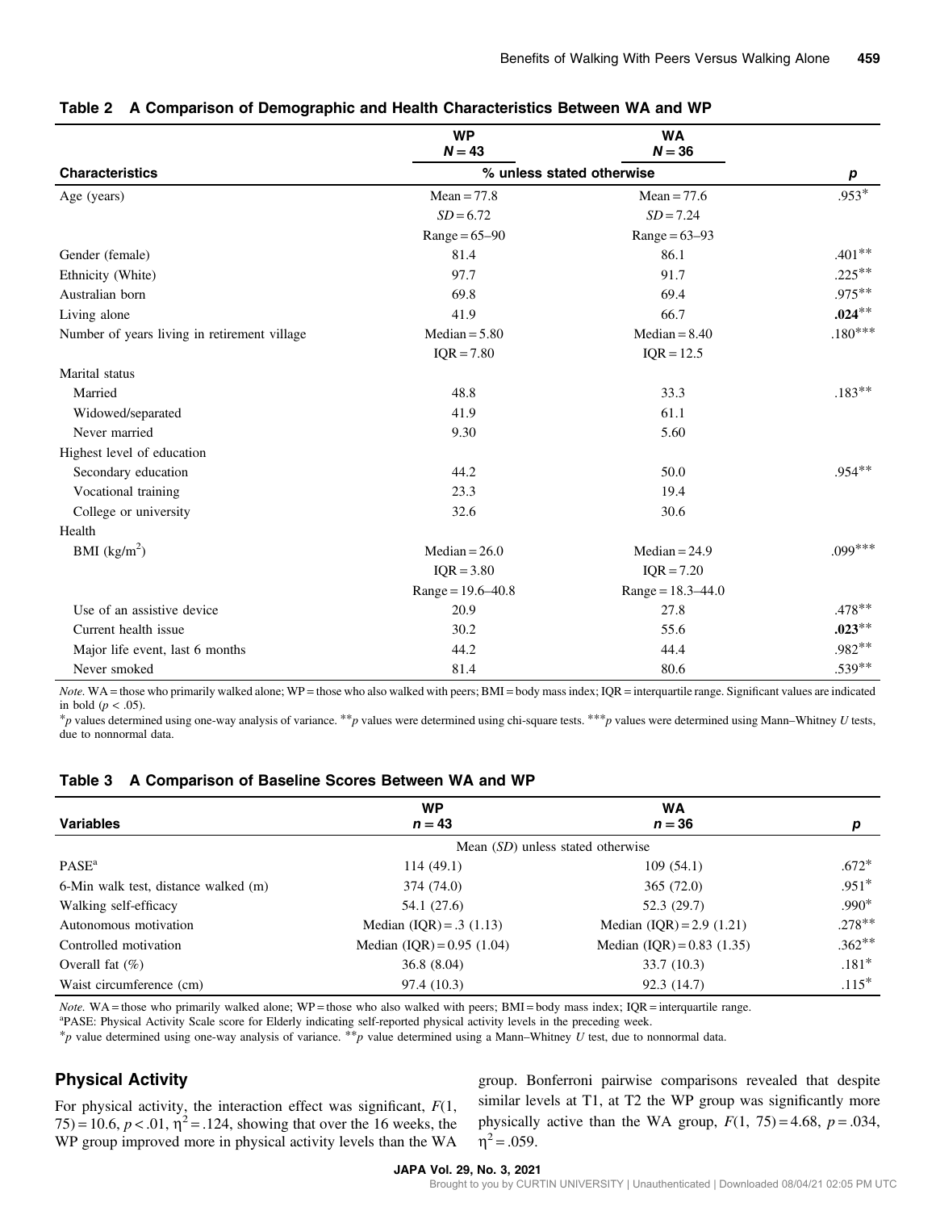**Table 2 A Comparison of Demographic and Health Characteristics Between WA and WP**

| Characteristics | WP $N = 43$ | WA $N = 36$ | $p$ |
|---|---|---|---|
| | % unless stated otherwise | | |
| Age (years) | Mean = 77.8 | Mean = 77.6 | .953* |
| | $SD$ = 6.72 | $SD$ = 7.24 | |
| | Range = 65–90 | Range = 63–93 | |
| Gender (female) | 81.4 | 86.1 | .401** |
| Ethnicity (White) | 97.7 | 91.7 | .225** |
| Australian born | 69.8 | 69.4 | .975** |
| Living alone | 41.9 | 66.7 | **.024**** |
| Number of years living in retirement village | Median = 5.80 | Median = 8.40 | .180*** |
| | IQR = 7.80 | IQR = 12.5 | |
| Marital status | | | |
| Married | 48.8 | 33.3 | .183** |
| Widowed/separated | 41.9 | 61.1 | |
| Never married | 9.30 | 5.60 | |
| Highest level of education | | | |
| Secondary education | 44.2 | 50.0 | .954** |
| Vocational training | 23.3 | 19.4 | |
| College or university | 32.6 | 30.6 | |
| Health | | | |
| BMI (kg/m$^2$) | Median = 26.0 | Median = 24.9 | .099*** |
| | IQR = 3.80 | IQR = 7.20 | |
| | Range = 19.6–40.8 | Range = 18.3–44.0 | |
| Use of an assistive device | 20.9 | 27.8 | .478** |
| Current health issue | 30.2 | 55.6 | **.023**** |
| Major life event, last 6 months | 44.2 | 44.4 | .982** |
| Never smoked | 81.4 | 80.6 | .539** |

*Note.* WA = those who primarily walked alone; WP = those who also walked with peers; BMI = body mass index; IQR = interquartile range. Significant values are indicated in bold ($p < .05$).

*$p$ values determined using one-way analysis of variance. **$p$ values were determined using chi-square tests. ***$p$ values were determined using Mann–Whitney $U$ tests, due to nonnormal data.

**Table 3 A Comparison of Baseline Scores Between WA and WP**

| Variables | WP $n = 43$ | WA $n = 36$ | $p$ |
|---|---|---|---|
| | Mean ($SD$) unless stated otherwise | | |
| PASE[a] | 114 (49.1) | 109 (54.1) | .672* |
| 6-Min walk test, distance walked (m) | 374 (74.0) | 365 (72.0) | .951* |
| Walking self-efficacy | 54.1 (27.6) | 52.3 (29.7) | .990* |
| Autonomous motivation | Median (IQR) = .3 (1.13) | Median (IQR) = 2.9 (1.21) | .278** |
| Controlled motivation | Median (IQR) = 0.95 (1.04) | Median (IQR) = 0.83 (1.35) | .362** |
| Overall fat (%) | 36.8 (8.04) | 33.7 (10.3) | .181* |
| Waist circumference (cm) | 97.4 (10.3) | 92.3 (14.7) | .115* |

*Note.* WA = those who primarily walked alone; WP = those who also walked with peers; BMI = body mass index; IQR = interquartile range.

[a]PASE: Physical Activity Scale score for Elderly indicating self-reported physical activity levels in the preceding week.

*$p$ value determined using one-way analysis of variance. **$p$ value determined using a Mann–Whitney $U$ test, due to nonnormal data.

## Physical Activity

For physical activity, the interaction effect was significant, $F(1, 75) = 10.6$, $p < .01$, $\eta^2 = .124$, showing that over the 16 weeks, the WP group improved more in physical activity levels than the WA group. Bonferroni pairwise comparisons revealed that despite similar levels at T1, at T2 the WP group was significantly more physically active than the WA group, $F(1, 75) = 4.68$, $p = .034$, $\eta^2 = .059$.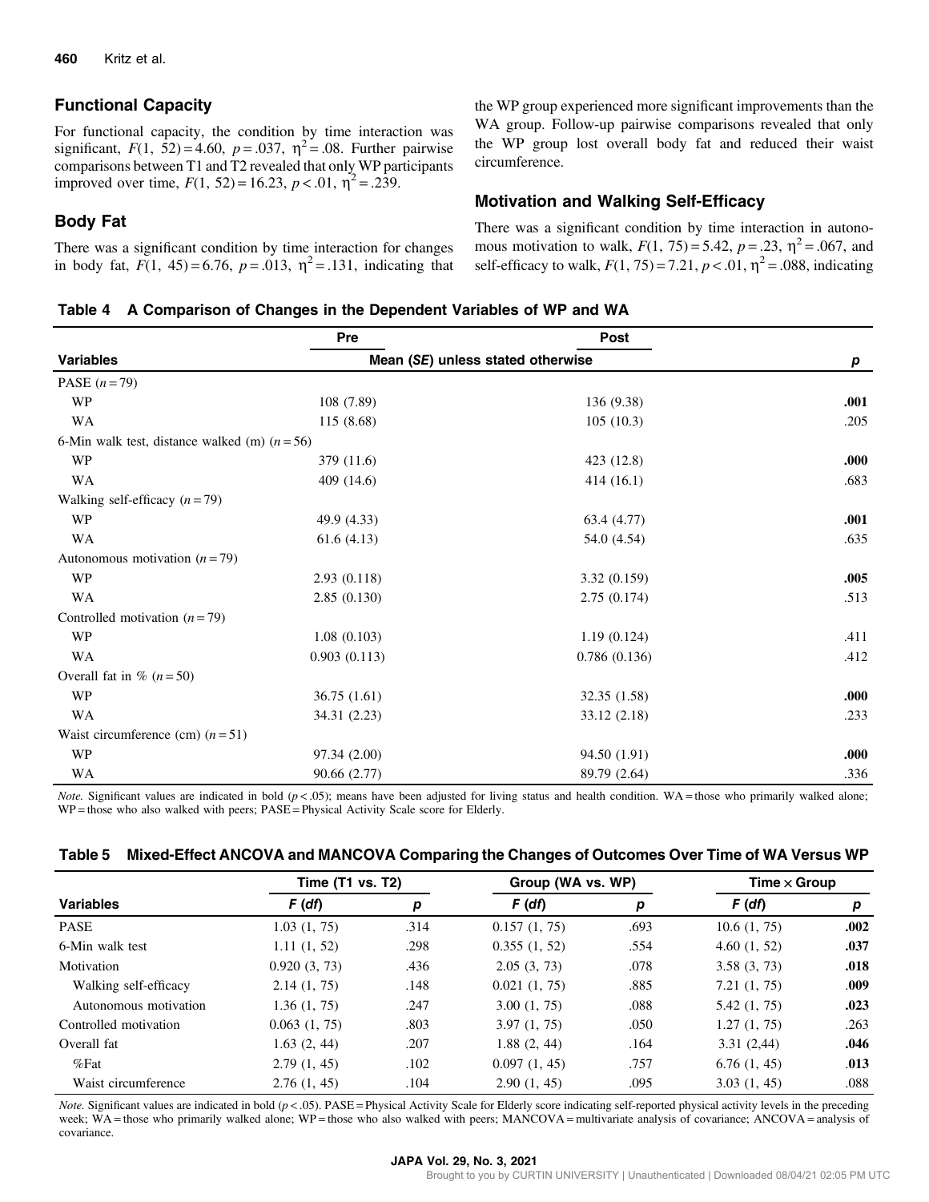## Functional Capacity

For functional capacity, the condition by time interaction was significant, $F(1, 52) = 4.60$, $p = .037$, $\eta^2 = .08$. Further pairwise comparisons between T1 and T2 revealed that only WP participants improved over time, $F(1, 52) = 16.23$, $p < .01$, $\eta^2 = .239$.

## Body Fat

There was a significant condition by time interaction for changes in body fat, $F(1, 45) = 6.76$, $p = .013$, $\eta^2 = .131$, indicating that the WP group experienced more significant improvements than the WA group. Follow-up pairwise comparisons revealed that only the WP group lost overall body fat and reduced their waist circumference.

## Motivation and Walking Self-Efficacy

There was a significant condition by time interaction in autonomous motivation to walk, $F(1, 75) = 5.42$, $p = .23$, $\eta^2 = .067$, and self-efficacy to walk, $F(1, 75) = 7.21$, $p < .01$, $\eta^2 = .088$, indicating

**Table 4 A Comparison of Changes in the Dependent Variables of WP and WA**

| Variables | Pre | Post | *p* |
|---|---|---|---|
| | Mean (*SE*) unless stated otherwise | | |
| PASE ($n = 79$) | | | |
| WP | 108 (7.89) | 136 (9.38) | **.001** |
| WA | 115 (8.68) | 105 (10.3) | .205 |
| 6-Min walk test, distance walked (m) ($n = 56$) | | | |
| WP | 379 (11.6) | 423 (12.8) | **.000** |
| WA | 409 (14.6) | 414 (16.1) | .683 |
| Walking self-efficacy ($n = 79$) | | | |
| WP | 49.9 (4.33) | 63.4 (4.77) | **.001** |
| WA | 61.6 (4.13) | 54.0 (4.54) | .635 |
| Autonomous motivation ($n = 79$) | | | |
| WP | 2.93 (0.118) | 3.32 (0.159) | **.005** |
| WA | 2.85 (0.130) | 2.75 (0.174) | .513 |
| Controlled motivation ($n = 79$) | | | |
| WP | 1.08 (0.103) | 1.19 (0.124) | .411 |
| WA | 0.903 (0.113) | 0.786 (0.136) | .412 |
| Overall fat in % ($n = 50$) | | | |
| WP | 36.75 (1.61) | 32.35 (1.58) | **.000** |
| WA | 34.31 (2.23) | 33.12 (2.18) | .233 |
| Waist circumference (cm) ($n = 51$) | | | |
| WP | 97.34 (2.00) | 94.50 (1.91) | **.000** |
| WA | 90.66 (2.77) | 89.79 (2.64) | .336 |

*Note.* Significant values are indicated in bold ($p < .05$); means have been adjusted for living status and health condition. WA = those who primarily walked alone; WP = those who also walked with peers; PASE = Physical Activity Scale score for Elderly.

**Table 5 Mixed-Effect ANCOVA and MANCOVA Comparing the Changes of Outcomes Over Time of WA Versus WP**

| Variables | Time (T1 vs. T2) | | Group (WA vs. WP) | | Time × Group | |
|---|---|---|---|---|---|---|
| | *F* (*df*) | *p* | *F* (*df*) | *p* | *F* (*df*) | *p* |
| PASE | 1.03 (1, 75) | .314 | 0.157 (1, 75) | .693 | 10.6 (1, 75) | **.002** |
| 6-Min walk test | 1.11 (1, 52) | .298 | 0.355 (1, 52) | .554 | 4.60 (1, 52) | **.037** |
| Motivation | 0.920 (3, 73) | .436 | 2.05 (3, 73) | .078 | 3.58 (3, 73) | **.018** |
| Walking self-efficacy | 2.14 (1, 75) | .148 | 0.021 (1, 75) | .885 | 7.21 (1, 75) | **.009** |
| Autonomous motivation | 1.36 (1, 75) | .247 | 3.00 (1, 75) | .088 | 5.42 (1, 75) | **.023** |
| Controlled motivation | 0.063 (1, 75) | .803 | 3.97 (1, 75) | .050 | 1.27 (1, 75) | .263 |
| Overall fat | 1.63 (2, 44) | .207 | 1.88 (2, 44) | .164 | 3.31 (2,44) | **.046** |
| %Fat | 2.79 (1, 45) | .102 | 0.097 (1, 45) | .757 | 6.76 (1, 45) | **.013** |
| Waist circumference | 2.76 (1, 45) | .104 | 2.90 (1, 45) | .095 | 3.03 (1, 45) | .088 |

*Note.* Significant values are indicated in bold ($p < .05$). PASE = Physical Activity Scale for Elderly score indicating self-reported physical activity levels in the preceding week; WA = those who primarily walked alone; WP = those who also walked with peers; MANCOVA = multivariate analysis of covariance; ANCOVA = analysis of covariance.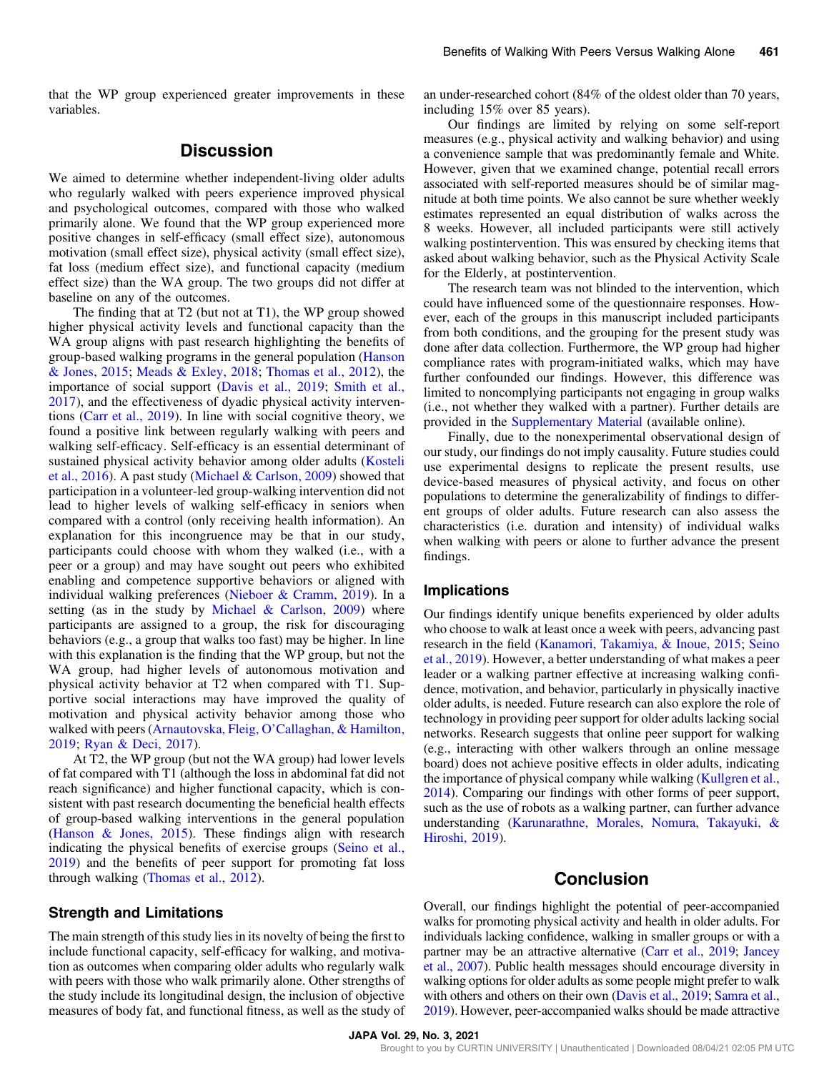that the WP group experienced greater improvements in these variables.

## Discussion

We aimed to determine whether independent-living older adults who regularly walked with peers experience improved physical and psychological outcomes, compared with those who walked primarily alone. We found that the WP group experienced more positive changes in self-efficacy (small effect size), autonomous motivation (small effect size), physical activity (small effect size), fat loss (medium effect size), and functional capacity (medium effect size) than the WA group. The two groups did not differ at baseline on any of the outcomes.

The finding that at T2 (but not at T1), the WP group showed higher physical activity levels and functional capacity than the WA group aligns with past research highlighting the benefits of group-based walking programs in the general population (Hanson & Jones, 2015; Meads & Exley, 2018; Thomas et al., 2012), the importance of social support (Davis et al., 2019; Smith et al., 2017), and the effectiveness of dyadic physical activity interventions (Carr et al., 2019). In line with social cognitive theory, we found a positive link between regularly walking with peers and walking self-efficacy. Self-efficacy is an essential determinant of sustained physical activity behavior among older adults (Kosteli et al., 2016). A past study (Michael & Carlson, 2009) showed that participation in a volunteer-led group-walking intervention did not lead to higher levels of walking self-efficacy in seniors when compared with a control (only receiving health information). An explanation for this incongruence may be that in our study, participants could choose with whom they walked (i.e., with a peer or a group) and may have sought out peers who exhibited enabling and competence supportive behaviors or aligned with individual walking preferences (Nieboer & Cramm, 2019). In a setting (as in the study by Michael & Carlson, 2009) where participants are assigned to a group, the risk for discouraging behaviors (e.g., a group that walks too fast) may be higher. In line with this explanation is the finding that the WP group, but not the WA group, had higher levels of autonomous motivation and physical activity behavior at T2 when compared with T1. Supportive social interactions may have improved the quality of motivation and physical activity behavior among those who walked with peers (Arnautovska, Fleig, O'Callaghan, & Hamilton, 2019; Ryan & Deci, 2017).

At T2, the WP group (but not the WA group) had lower levels of fat compared with T1 (although the loss in abdominal fat did not reach significance) and higher functional capacity, which is consistent with past research documenting the beneficial health effects of group-based walking interventions in the general population (Hanson & Jones, 2015). These findings align with research indicating the physical benefits of exercise groups (Seino et al., 2019) and the benefits of peer support for promoting fat loss through walking (Thomas et al., 2012).

### Strength and Limitations

The main strength of this study lies in its novelty of being the first to include functional capacity, self-efficacy for walking, and motivation as outcomes when comparing older adults who regularly walk with peers with those who walk primarily alone. Other strengths of the study include its longitudinal design, the inclusion of objective measures of body fat, and functional fitness, as well as the study of an under-researched cohort (84% of the oldest older than 70 years, including 15% over 85 years).

Our findings are limited by relying on some self-report measures (e.g., physical activity and walking behavior) and using a convenience sample that was predominantly female and White. However, given that we examined change, potential recall errors associated with self-reported measures should be of similar magnitude at both time points. We also cannot be sure whether weekly estimates represented an equal distribution of walks across the 8 weeks. However, all included participants were still actively walking postintervention. This was ensured by checking items that asked about walking behavior, such as the Physical Activity Scale for the Elderly, at postintervention.

The research team was not blinded to the intervention, which could have influenced some of the questionnaire responses. However, each of the groups in this manuscript included participants from both conditions, and the grouping for the present study was done after data collection. Furthermore, the WP group had higher compliance rates with program-initiated walks, which may have further confounded our findings. However, this difference was limited to noncomplying participants not engaging in group walks (i.e., not whether they walked with a partner). Further details are provided in the Supplementary Material (available online).

Finally, due to the nonexperimental observational design of our study, our findings do not imply causality. Future studies could use experimental designs to replicate the present results, use device-based measures of physical activity, and focus on other populations to determine the generalizability of findings to different groups of older adults. Future research can also assess the characteristics (i.e. duration and intensity) of individual walks when walking with peers or alone to further advance the present findings.

### Implications

Our findings identify unique benefits experienced by older adults who choose to walk at least once a week with peers, advancing past research in the field (Kanamori, Takamiya, & Inoue, 2015; Seino et al., 2019). However, a better understanding of what makes a peer leader or a walking partner effective at increasing walking confidence, motivation, and behavior, particularly in physically inactive older adults, is needed. Future research can also explore the role of technology in providing peer support for older adults lacking social networks. Research suggests that online peer support for walking (e.g., interacting with other walkers through an online message board) does not achieve positive effects in older adults, indicating the importance of physical company while walking (Kullgren et al., 2014). Comparing our findings with other forms of peer support, such as the use of robots as a walking partner, can further advance understanding (Karunarathne, Morales, Nomura, Takayuki, & Hiroshi, 2019).

## Conclusion

Overall, our findings highlight the potential of peer-accompanied walks for promoting physical activity and health in older adults. For individuals lacking confidence, walking in smaller groups or with a partner may be an attractive alternative (Carr et al., 2019; Jancey et al., 2007). Public health messages should encourage diversity in walking options for older adults as some people might prefer to walk with others and others on their own (Davis et al., 2019; Samra et al., 2019). However, peer-accompanied walks should be made attractive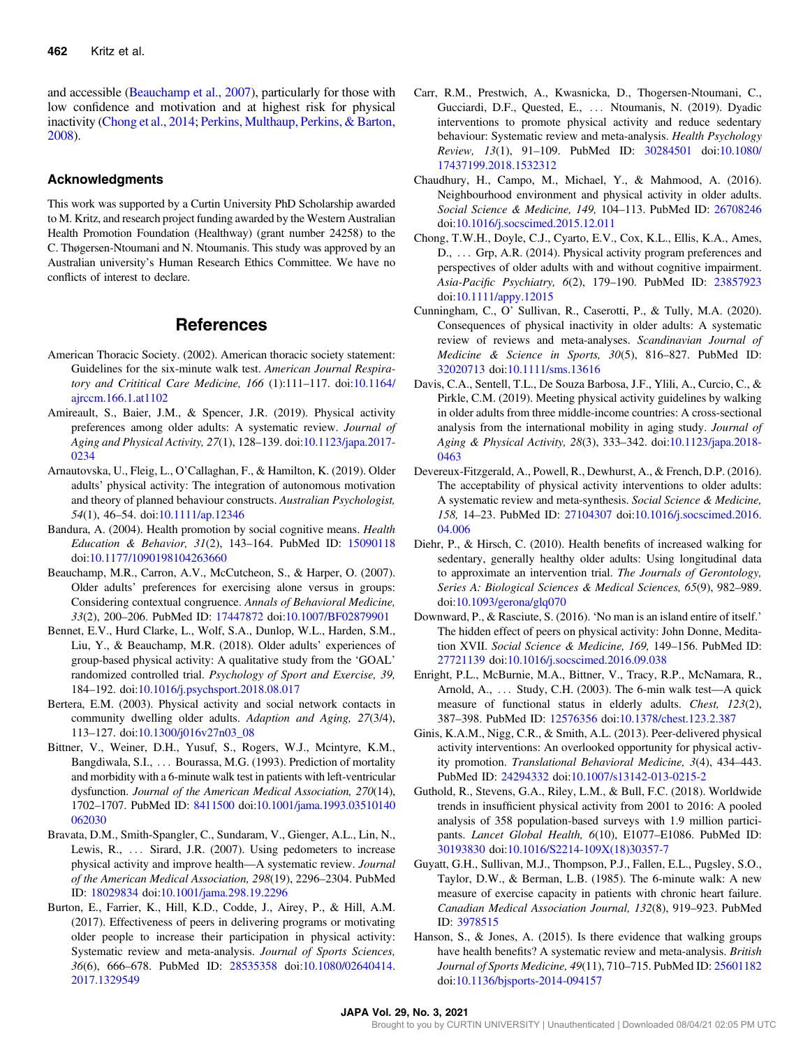and accessible (Beauchamp et al., 2007), particularly for those with low confidence and motivation and at highest risk for physical inactivity (Chong et al., 2014; Perkins, Multhaup, Perkins, & Barton, 2008).

## Acknowledgments

This work was supported by a Curtin University PhD Scholarship awarded to M. Kritz, and research project funding awarded by the Western Australian Health Promotion Foundation (Healthway) (grant number 24258) to the C. Thøgersen-Ntoumani and N. Ntoumanis. This study was approved by an Australian university's Human Research Ethics Committee. We have no conflicts of interest to declare.

## References

American Thoracic Society. (2002). American thoracic society statement: Guidelines for the six-minute walk test. *American Journal Respiratory and Crititical Care Medicine, 166* (1):111–117. doi:10.1164/ajrccm.166.1.at1102

Amireault, S., Baier, J.M., & Spencer, J.R. (2019). Physical activity preferences among older adults: A systematic review. *Journal of Aging and Physical Activity, 27*(1), 128–139. doi:10.1123/japa.2017-0234

Arnautovska, U., Fleig, L., O'Callaghan, F., & Hamilton, K. (2019). Older adults' physical activity: The integration of autonomous motivation and theory of planned behaviour constructs. *Australian Psychologist, 54*(1), 46–54. doi:10.1111/ap.12346

Bandura, A. (2004). Health promotion by social cognitive means. *Health Education & Behavior, 31*(2), 143–164. PubMed ID: 15090118 doi:10.1177/1090198104263660

Beauchamp, M.R., Carron, A.V., McCutcheon, S., & Harper, O. (2007). Older adults' preferences for exercising alone versus in groups: Considering contextual congruence. *Annals of Behavioral Medicine, 33*(2), 200–206. PubMed ID: 17447872 doi:10.1007/BF02879901

Bennet, E.V., Hurd Clarke, L., Wolf, S.A., Dunlop, W.L., Harden, S.M., Liu, Y., & Beauchamp, M.R. (2018). Older adults' experiences of group-based physical activity: A qualitative study from the 'GOAL' randomized controlled trial. *Psychology of Sport and Exercise, 39,* 184–192. doi:10.1016/j.psychsport.2018.08.017

Bertera, E.M. (2003). Physical activity and social network contacts in community dwelling older adults. *Adaption and Aging, 27*(3/4), 113–127. doi:10.1300/j016v27n03_08

Bittner, V., Weiner, D.H., Yusuf, S., Rogers, W.J., Mcintyre, K.M., Bangdiwala, S.I., ... Bourassa, M.G. (1993). Prediction of mortality and morbidity with a 6-minute walk test in patients with left-ventricular dysfunction. *Journal of the American Medical Association, 270*(14), 1702–1707. PubMed ID: 8411500 doi:10.1001/jama.1993.03510140062030

Bravata, D.M., Smith-Spangler, C., Sundaram, V., Gienger, A.L., Lin, N., Lewis, R., ... Sirard, J.R. (2007). Using pedometers to increase physical activity and improve health—A systematic review. *Journal of the American Medical Association, 298*(19), 2296–2304. PubMed ID: 18029834 doi:10.1001/jama.298.19.2296

Burton, E., Farrier, K., Hill, K.D., Codde, J., Airey, P., & Hill, A.M. (2017). Effectiveness of peers in delivering programs or motivating older people to increase their participation in physical activity: Systematic review and meta-analysis. *Journal of Sports Sciences, 36*(6), 666–678. PubMed ID: 28535358 doi:10.1080/02640414.2017.1329549

Carr, R.M., Prestwich, A., Kwasnicka, D., Thogersen-Ntoumani, C., Gucciardi, D.F., Quested, E., ... Ntoumanis, N. (2019). Dyadic interventions to promote physical activity and reduce sedentary behaviour: Systematic review and meta-analysis. *Health Psychology Review, 13*(1), 91–109. PubMed ID: 30284501 doi:10.1080/17437199.2018.1532312

Chaudhury, H., Campo, M., Michael, Y., & Mahmood, A. (2016). Neighbourhood environment and physical activity in older adults. *Social Science & Medicine, 149,* 104–113. PubMed ID: 26708246 doi:10.1016/j.socscimed.2015.12.011

Chong, T.W.H., Doyle, C.J., Cyarto, E.V., Cox, K.L., Ellis, K.A., Ames, D., ... Grp, A.R. (2014). Physical activity program preferences and perspectives of older adults with and without cognitive impairment. *Asia-Pacific Psychiatry, 6*(2), 179–190. PubMed ID: 23857923 doi:10.1111/appy.12015

Cunningham, C., O' Sullivan, R., Caserotti, P., & Tully, M.A. (2020). Consequences of physical inactivity in older adults: A systematic review of reviews and meta-analyses. *Scandinavian Journal of Medicine & Science in Sports, 30*(5), 816–827. PubMed ID: 32020713 doi:10.1111/sms.13616

Davis, C.A., Sentell, T.L., De Souza Barbosa, J.F., Ylili, A., Curcio, C., & Pirkle, C.M. (2019). Meeting physical activity guidelines by walking in older adults from three middle-income countries: A cross-sectional analysis from the international mobility in aging study. *Journal of Aging & Physical Activity, 28*(3), 333–342. doi:10.1123/japa.2018-0463

Devereux-Fitzgerald, A., Powell, R., Dewhurst, A., & French, D.P. (2016). The acceptability of physical activity interventions to older adults: A systematic review and meta-synthesis. *Social Science & Medicine, 158,* 14–23. PubMed ID: 27104307 doi:10.1016/j.socscimed.2016.04.006

Diehr, P., & Hirsch, C. (2010). Health benefits of increased walking for sedentary, generally healthy older adults: Using longitudinal data to approximate an intervention trial. *The Journals of Gerontology, Series A: Biological Sciences & Medical Sciences, 65*(9), 982–989. doi:10.1093/gerona/glq070

Downward, P., & Rasciute, S. (2016). 'No man is an island entire of itself.' The hidden effect of peers on physical activity: John Donne, Meditation XVII. *Social Science & Medicine, 169,* 149–156. PubMed ID: 27721139 doi:10.1016/j.socscimed.2016.09.038

Enright, P.L., McBurnie, M.A., Bittner, V., Tracy, R.P., McNamara, R., Arnold, A., ... Study, C.H. (2003). The 6-min walk test—A quick measure of functional status in elderly adults. *Chest, 123*(2), 387–398. PubMed ID: 12576356 doi:10.1378/chest.123.2.387

Ginis, K.A.M., Nigg, C.R., & Smith, A.L. (2013). Peer-delivered physical activity interventions: An overlooked opportunity for physical activity promotion. *Translational Behavioral Medicine, 3*(4), 434–443. PubMed ID: 24294332 doi:10.1007/s13142-013-0215-2

Guthold, R., Stevens, G.A., Riley, L.M., & Bull, F.C. (2018). Worldwide trends in insufficient physical activity from 2001 to 2016: A pooled analysis of 358 population-based surveys with 1.9 million participants. *Lancet Global Health, 6*(10), E1077–E1086. PubMed ID: 30193830 doi:10.1016/S2214-109X(18)30357-7

Guyatt, G.H., Sullivan, M.J., Thompson, P.J., Fallen, E.L., Pugsley, S.O., Taylor, D.W., & Berman, L.B. (1985). The 6-minute walk: A new measure of exercise capacity in patients with chronic heart failure. *Canadian Medical Association Journal, 132*(8), 919–923. PubMed ID: 3978515

Hanson, S., & Jones, A. (2015). Is there evidence that walking groups have health benefits? A systematic review and meta-analysis. *British Journal of Sports Medicine, 49*(11), 710–715. PubMed ID: 25601182 doi:10.1136/bjsports-2014-094157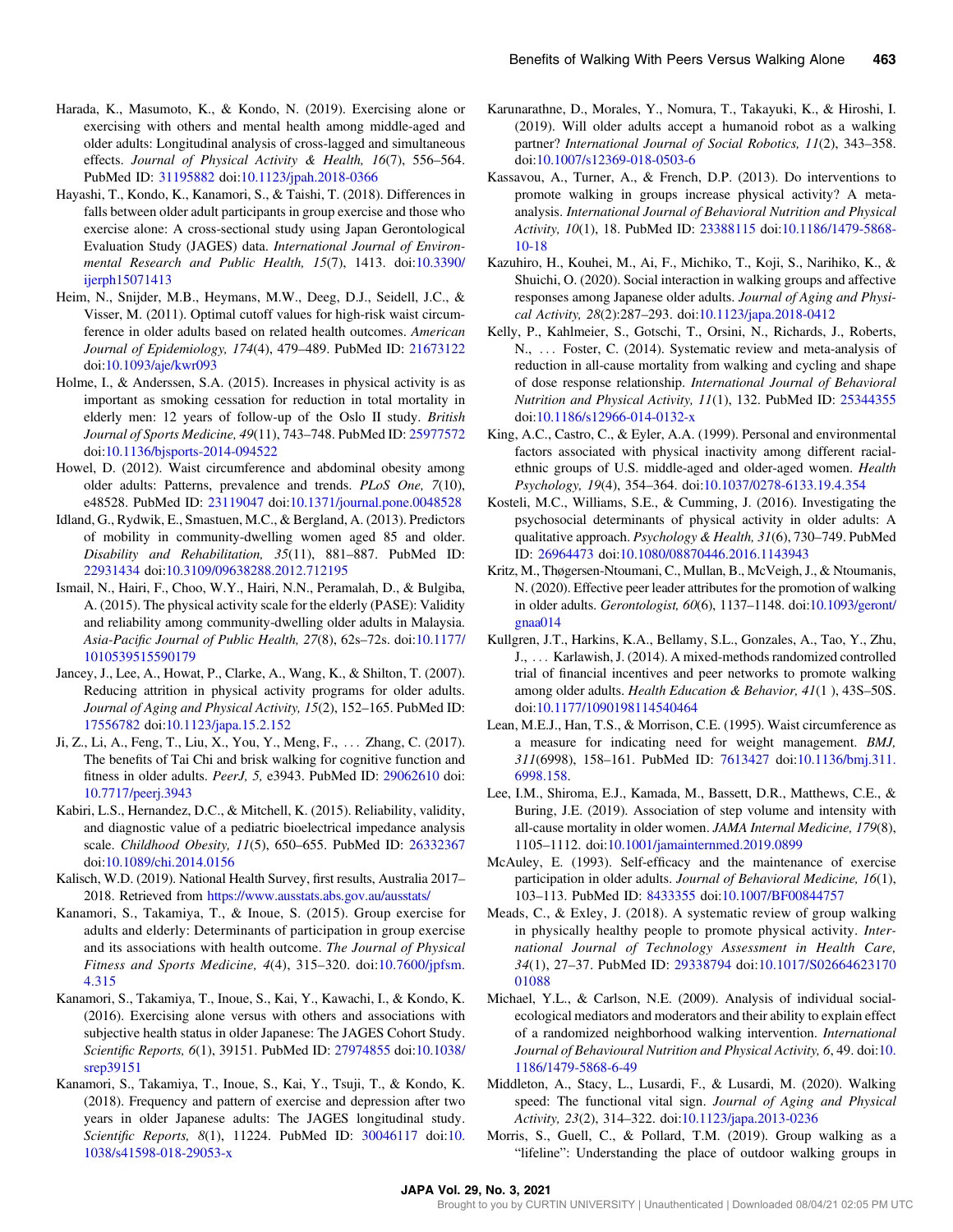Harada, K., Masumoto, K., & Kondo, N. (2019). Exercising alone or exercising with others and mental health among middle-aged and older adults: Longitudinal analysis of cross-lagged and simultaneous effects. *Journal of Physical Activity & Health, 16*(7), 556–564. PubMed ID: 31195882 doi:10.1123/jpah.2018-0366

Hayashi, T., Kondo, K., Kanamori, S., & Taishi, T. (2018). Differences in falls between older adult participants in group exercise and those who exercise alone: A cross-sectional study using Japan Gerontological Evaluation Study (JAGES) data. *International Journal of Environmental Research and Public Health, 15*(7), 1413. doi:10.3390/ijerph15071413

Heim, N., Snijder, M.B., Heymans, M.W., Deeg, D.J., Seidell, J.C., & Visser, M. (2011). Optimal cutoff values for high-risk waist circumference in older adults based on related health outcomes. *American Journal of Epidemiology, 174*(4), 479–489. PubMed ID: 21673122 doi:10.1093/aje/kwr093

Holme, I., & Anderssen, S.A. (2015). Increases in physical activity is as important as smoking cessation for reduction in total mortality in elderly men: 12 years of follow-up of the Oslo II study. *British Journal of Sports Medicine, 49*(11), 743–748. PubMed ID: 25977572 doi:10.1136/bjsports-2014-094522

Howel, D. (2012). Waist circumference and abdominal obesity among older adults: Patterns, prevalence and trends. *PLoS One, 7*(10), e48528. PubMed ID: 23119047 doi:10.1371/journal.pone.0048528

Idland, G., Rydwik, E., Smastuen, M.C., & Bergland, A. (2013). Predictors of mobility in community-dwelling women aged 85 and older. *Disability and Rehabilitation, 35*(11), 881–887. PubMed ID: 22931434 doi:10.3109/09638288.2012.712195

Ismail, N., Hairi, F., Choo, W.Y., Hairi, N.N., Peramalah, D., & Bulgiba, A. (2015). The physical activity scale for the elderly (PASE): Validity and reliability among community-dwelling older adults in Malaysia. *Asia-Pacific Journal of Public Health, 27*(8), 62s–72s. doi:10.1177/1010539515590179

Jancey, J., Lee, A., Howat, P., Clarke, A., Wang, K., & Shilton, T. (2007). Reducing attrition in physical activity programs for older adults. *Journal of Aging and Physical Activity, 15*(2), 152–165. PubMed ID: 17556782 doi:10.1123/japa.15.2.152

Ji, Z., Li, A., Feng, T., Liu, X., You, Y., Meng, F., . . . Zhang, C. (2017). The benefits of Tai Chi and brisk walking for cognitive function and fitness in older adults. *PeerJ, 5,* e3943. PubMed ID: 29062610 doi:10.7717/peerj.3943

Kabiri, L.S., Hernandez, D.C., & Mitchell, K. (2015). Reliability, validity, and diagnostic value of a pediatric bioelectrical impedance analysis scale. *Childhood Obesity, 11*(5), 650–655. PubMed ID: 26332367 doi:10.1089/chi.2014.0156

Kalisch, W.D. (2019). National Health Survey, first results, Australia 2017–2018. Retrieved from https://www.ausstats.abs.gov.au/ausstats/

Kanamori, S., Takamiya, T., & Inoue, S. (2015). Group exercise for adults and elderly: Determinants of participation in group exercise and its associations with health outcome. *The Journal of Physical Fitness and Sports Medicine, 4*(4), 315–320. doi:10.7600/jpfsm.4.315

Kanamori, S., Takamiya, T., Inoue, S., Kai, Y., Kawachi, I., & Kondo, K. (2016). Exercising alone versus with others and associations with subjective health status in older Japanese: The JAGES Cohort Study. *Scientific Reports, 6*(1), 39151. PubMed ID: 27974855 doi:10.1038/srep39151

Kanamori, S., Takamiya, T., Inoue, S., Kai, Y., Tsuji, T., & Kondo, K. (2018). Frequency and pattern of exercise and depression after two years in older Japanese adults: The JAGES longitudinal study. *Scientific Reports, 8*(1), 11224. PubMed ID: 30046117 doi:10.1038/s41598-018-29053-x

Karunarathne, D., Morales, Y., Nomura, T., Takayuki, K., & Hiroshi, I. (2019). Will older adults accept a humanoid robot as a walking partner? *International Journal of Social Robotics, 11*(2), 343–358. doi:10.1007/s12369-018-0503-6

Kassavou, A., Turner, A., & French, D.P. (2013). Do interventions to promote walking in groups increase physical activity? A meta-analysis. *International Journal of Behavioral Nutrition and Physical Activity, 10*(1), 18. PubMed ID: 23388115 doi:10.1186/1479-5868-10-18

Kazuhiro, H., Kouhei, M., Ai, F., Michiko, T., Koji, S., Narihiko, K., & Shuichi, O. (2020). Social interaction in walking groups and affective responses among Japanese older adults. *Journal of Aging and Physical Activity, 28*(2):287–293. doi:10.1123/japa.2018-0412

Kelly, P., Kahlmeier, S., Gotschi, T., Orsini, N., Richards, J., Roberts, N., . . . Foster, C. (2014). Systematic review and meta-analysis of reduction in all-cause mortality from walking and cycling and shape of dose response relationship. *International Journal of Behavioral Nutrition and Physical Activity, 11*(1), 132. PubMed ID: 25344355 doi:10.1186/s12966-014-0132-x

King, A.C., Castro, C., & Eyler, A.A. (1999). Personal and environmental factors associated with physical inactivity among different racial-ethnic groups of U.S. middle-aged and older-aged women. *Health Psychology, 19*(4), 354–364. doi:10.1037/0278-6133.19.4.354

Kosteli, M.C., Williams, S.E., & Cumming, J. (2016). Investigating the psychosocial determinants of physical activity in older adults: A qualitative approach. *Psychology & Health, 31*(6), 730–749. PubMed ID: 26964473 doi:10.1080/08870446.2016.1143943

Kritz, M., Thøgersen-Ntoumani, C., Mullan, B., McVeigh, J., & Ntoumanis, N. (2020). Effective peer leader attributes for the promotion of walking in older adults. *Gerontologist, 60*(6), 1137–1148. doi:10.1093/geront/gnaa014

Kullgren, J.T., Harkins, K.A., Bellamy, S.L., Gonzales, A., Tao, Y., Zhu, J., . . . Karlawish, J. (2014). A mixed-methods randomized controlled trial of financial incentives and peer networks to promote walking among older adults. *Health Education & Behavior, 41*(1 ), 43S–50S. doi:10.1177/1090198114540464

Lean, M.E.J., Han, T.S., & Morrison, C.E. (1995). Waist circumference as a measure for indicating need for weight management. *BMJ, 311*(6998), 158–161. PubMed ID: 7613427 doi:10.1136/bmj.311.6998.158.

Lee, I.M., Shiroma, E.J., Kamada, M., Bassett, D.R., Matthews, C.E., & Buring, J.E. (2019). Association of step volume and intensity with all-cause mortality in older women. *JAMA Internal Medicine, 179*(8), 1105–1112. doi:10.1001/jamainternmed.2019.0899

McAuley, E. (1993). Self-efficacy and the maintenance of exercise participation in older adults. *Journal of Behavioral Medicine, 16*(1), 103–113. PubMed ID: 8433355 doi:10.1007/BF00844757

Meads, C., & Exley, J. (2018). A systematic review of group walking in physically healthy people to promote physical activity. *International Journal of Technology Assessment in Health Care, 34*(1), 27–37. PubMed ID: 29338794 doi:10.1017/S0266462317001088

Michael, Y.L., & Carlson, N.E. (2009). Analysis of individual social-ecological mediators and moderators and their ability to explain effect of a randomized neighborhood walking intervention. *International Journal of Behavioural Nutrition and Physical Activity, 6*, 49. doi:10.1186/1479-5868-6-49

Middleton, A., Stacy, L., Lusardi, F., & Lusardi, M. (2020). Walking speed: The functional vital sign. *Journal of Aging and Physical Activity, 23*(2), 314–322. doi:10.1123/japa.2013-0236

Morris, S., Guell, C., & Pollard, T.M. (2019). Group walking as a "lifeline": Understanding the place of outdoor walking groups in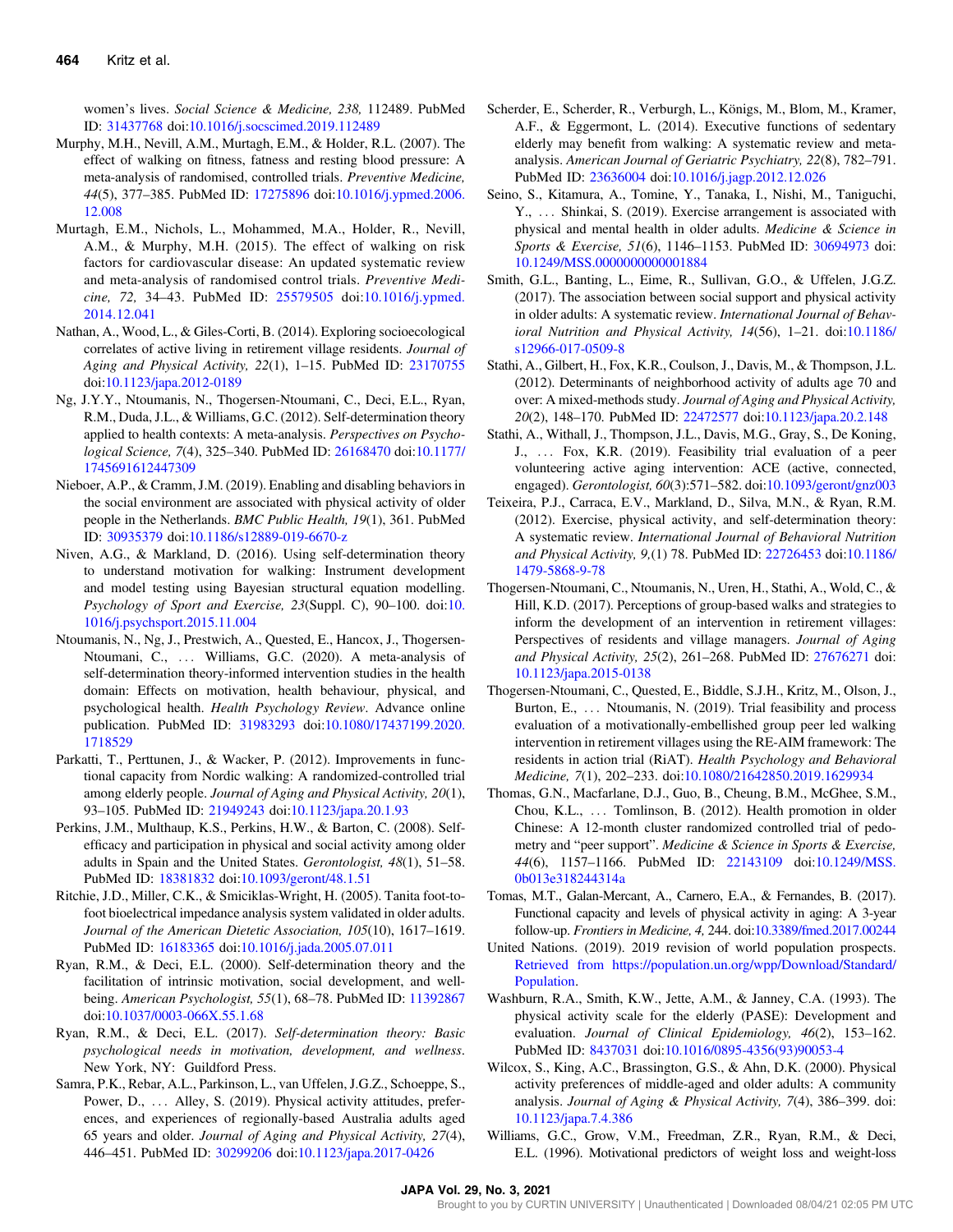women's lives. *Social Science & Medicine, 238,* 112489. PubMed ID: 31437768 doi:10.1016/j.socscimed.2019.112489

Murphy, M.H., Nevill, A.M., Murtagh, E.M., & Holder, R.L. (2007). The effect of walking on fitness, fatness and resting blood pressure: A meta-analysis of randomised, controlled trials. *Preventive Medicine, 44*(5), 377–385. PubMed ID: 17275896 doi:10.1016/j.ypmed.2006.12.008

Murtagh, E.M., Nichols, L., Mohammed, M.A., Holder, R., Nevill, A.M., & Murphy, M.H. (2015). The effect of walking on risk factors for cardiovascular disease: An updated systematic review and meta-analysis of randomised control trials. *Preventive Medicine, 72,* 34–43. PubMed ID: 25579505 doi:10.1016/j.ypmed.2014.12.041

Nathan, A., Wood, L., & Giles-Corti, B. (2014). Exploring socioecological correlates of active living in retirement village residents. *Journal of Aging and Physical Activity, 22*(1), 1–15. PubMed ID: 23170755 doi:10.1123/japa.2012-0189

Ng, J.Y.Y., Ntoumanis, N., Thogersen-Ntoumani, C., Deci, E.L., Ryan, R.M., Duda, J.L., & Williams, G.C. (2012). Self-determination theory applied to health contexts: A meta-analysis. *Perspectives on Psychological Science, 7*(4), 325–340. PubMed ID: 26168470 doi:10.1177/1745691612447309

Nieboer, A.P., & Cramm, J.M. (2019). Enabling and disabling behaviors in the social environment are associated with physical activity of older people in the Netherlands. *BMC Public Health, 19*(1), 361. PubMed ID: 30935379 doi:10.1186/s12889-019-6670-z

Niven, A.G., & Markland, D. (2016). Using self-determination theory to understand motivation for walking: Instrument development and model testing using Bayesian structural equation modelling. *Psychology of Sport and Exercise, 23*(Suppl. C), 90–100. doi:10.1016/j.psychsport.2015.11.004

Ntoumanis, N., Ng, J., Prestwich, A., Quested, E., Hancox, J., Thogersen-Ntoumani, C., ... Williams, G.C. (2020). A meta-analysis of self-determination theory-informed intervention studies in the health domain: Effects on motivation, health behaviour, physical, and psychological health. *Health Psychology Review*. Advance online publication. PubMed ID: 31983293 doi:10.1080/17437199.2020.1718529

Parkatti, T., Perttunen, J., & Wacker, P. (2012). Improvements in functional capacity from Nordic walking: A randomized-controlled trial among elderly people. *Journal of Aging and Physical Activity, 20*(1), 93–105. PubMed ID: 21949243 doi:10.1123/japa.20.1.93

Perkins, J.M., Multhaup, K.S., Perkins, H.W., & Barton, C. (2008). Self-efficacy and participation in physical and social activity among older adults in Spain and the United States. *Gerontologist, 48*(1), 51–58. PubMed ID: 18381832 doi:10.1093/geront/48.1.51

Ritchie, J.D., Miller, C.K., & Smiciklas-Wright, H. (2005). Tanita foot-to-foot bioelectrical impedance analysis system validated in older adults. *Journal of the American Dietetic Association, 105*(10), 1617–1619. PubMed ID: 16183365 doi:10.1016/j.jada.2005.07.011

Ryan, R.M., & Deci, E.L. (2000). Self-determination theory and the facilitation of intrinsic motivation, social development, and well-being. *American Psychologist, 55*(1), 68–78. PubMed ID: 11392867 doi:10.1037/0003-066X.55.1.68

Ryan, R.M., & Deci, E.L. (2017). *Self-determination theory: Basic psychological needs in motivation, development, and wellness*. New York, NY: Guildford Press.

Samra, P.K., Rebar, A.L., Parkinson, L., van Uffelen, J.G.Z., Schoeppe, S., Power, D., ... Alley, S. (2019). Physical activity attitudes, preferences, and experiences of regionally-based Australia adults aged 65 years and older. *Journal of Aging and Physical Activity, 27*(4), 446–451. PubMed ID: 30299206 doi:10.1123/japa.2017-0426

Scherder, E., Scherder, R., Verburgh, L., Königs, M., Blom, M., Kramer, A.F., & Eggermont, L. (2014). Executive functions of sedentary elderly may benefit from walking: A systematic review and meta-analysis. *American Journal of Geriatric Psychiatry, 22*(8), 782–791. PubMed ID: 23636004 doi:10.1016/j.jagp.2012.12.026

Seino, S., Kitamura, A., Tomine, Y., Tanaka, I., Nishi, M., Taniguchi, Y., ... Shinkai, S. (2019). Exercise arrangement is associated with physical and mental health in older adults. *Medicine & Science in Sports & Exercise, 51*(6), 1146–1153. PubMed ID: 30694973 doi:10.1249/MSS.0000000000001884

Smith, G.L., Banting, L., Eime, R., Sullivan, G.O., & Uffelen, J.G.Z. (2017). The association between social support and physical activity in older adults: A systematic review. *International Journal of Behavioral Nutrition and Physical Activity, 14*(56), 1–21. doi:10.1186/s12966-017-0509-8

Stathi, A., Gilbert, H., Fox, K.R., Coulson, J., Davis, M., & Thompson, J.L. (2012). Determinants of neighborhood activity of adults age 70 and over: A mixed-methods study. *Journal of Aging and Physical Activity, 20*(2), 148–170. PubMed ID: 22472577 doi:10.1123/japa.20.2.148

Stathi, A., Withall, J., Thompson, J.L., Davis, M.G., Gray, S., De Koning, J., ... Fox, K.R. (2019). Feasibility trial evaluation of a peer volunteering active aging intervention: ACE (active, connected, engaged). *Gerontologist, 60*(3):571–582. doi:10.1093/geront/gnz003

Teixeira, P.J., Carraca, E.V., Markland, D., Silva, M.N., & Ryan, R.M. (2012). Exercise, physical activity, and self-determination theory: A systematic review. *International Journal of Behavioral Nutrition and Physical Activity, 9,*(1) 78. PubMed ID: 22726453 doi:10.1186/1479-5868-9-78

Thogersen-Ntoumani, C., Ntoumanis, N., Uren, H., Stathi, A., Wold, C., & Hill, K.D. (2017). Perceptions of group-based walks and strategies to inform the development of an intervention in retirement villages: Perspectives of residents and village managers. *Journal of Aging and Physical Activity, 25*(2), 261–268. PubMed ID: 27676271 doi:10.1123/japa.2015-0138

Thogersen-Ntoumani, C., Quested, E., Biddle, S.J.H., Kritz, M., Olson, J., Burton, E., ... Ntoumanis, N. (2019). Trial feasibility and process evaluation of a motivationally-embellished group peer led walking intervention in retirement villages using the RE-AIM framework: The residents in action trial (RiAT). *Health Psychology and Behavioral Medicine, 7*(1), 202–233. doi:10.1080/21642850.2019.1629934

Thomas, G.N., Macfarlane, D.J., Guo, B., Cheung, B.M., McGhee, S.M., Chou, K.L., ... Tomlinson, B. (2012). Health promotion in older Chinese: A 12-month cluster randomized controlled trial of pedometry and "peer support". *Medicine & Science in Sports & Exercise, 44*(6), 1157–1166. PubMed ID: 22143109 doi:10.1249/MSS.0b013e318244314a

Tomas, M.T., Galan-Mercant, A., Carnero, E.A., & Fernandes, B. (2017). Functional capacity and levels of physical activity in aging: A 3-year follow-up. *Frontiers in Medicine, 4,* 244. doi:10.3389/fmed.2017.00244

United Nations. (2019). 2019 revision of world population prospects. Retrieved from https://population.un.org/wpp/Download/Standard/Population.

Washburn, R.A., Smith, K.W., Jette, A.M., & Janney, C.A. (1993). The physical activity scale for the elderly (PASE): Development and evaluation. *Journal of Clinical Epidemiology, 46*(2), 153–162. PubMed ID: 8437031 doi:10.1016/0895-4356(93)90053-4

Wilcox, S., King, A.C., Brassington, G.S., & Ahn, D.K. (2000). Physical activity preferences of middle-aged and older adults: A community analysis. *Journal of Aging & Physical Activity, 7*(4), 386–399. doi:10.1123/japa.7.4.386

Williams, G.C., Grow, V.M., Freedman, Z.R., Ryan, R.M., & Deci, E.L. (1996). Motivational predictors of weight loss and weight-loss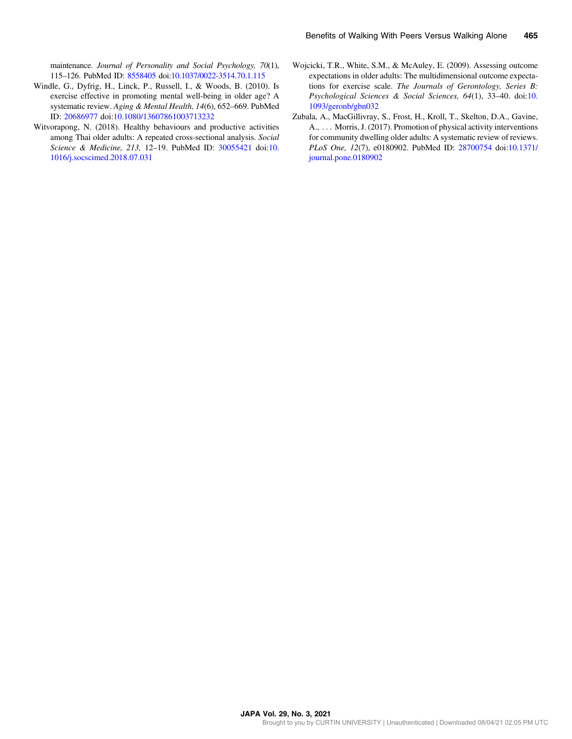maintenance. *Journal of Personality and Social Psychology, 70*(1), 115–126. PubMed ID: 8558405 doi:10.1037/0022-3514.70.1.115

Windle, G., Dyfrig, H., Linck, P., Russell, I., & Woods, B. (2010). Is exercise effective in promoting mental well-being in older age? A systematic review. *Aging & Mental Health, 14*(6), 652–669. PubMed ID: 20686977 doi:10.1080/13607861003713232

Witvorapong, N. (2018). Healthy behaviours and productive activities among Thai older adults: A repeated cross-sectional analysis. *Social Science & Medicine, 213,* 12–19. PubMed ID: 30055421 doi:10.1016/j.socscimed.2018.07.031

Wojcicki, T.R., White, S.M., & McAuley, E. (2009). Assessing outcome expectations in older adults: The multidimensional outcome expectations for exercise scale. *The Journals of Gerontology, Series B: Psychological Sciences & Social Sciences, 64*(1), 33–40. doi:10.1093/geronb/gbn032

Zubala, A., MacGillivray, S., Frost, H., Kroll, T., Skelton, D.A., Gavine, A., . . . Morris, J. (2017). Promotion of physical activity interventions for community dwelling older adults: A systematic review of reviews. *PLoS One, 12*(7), e0180902. PubMed ID: 28700754 doi:10.1371/journal.pone.0180902